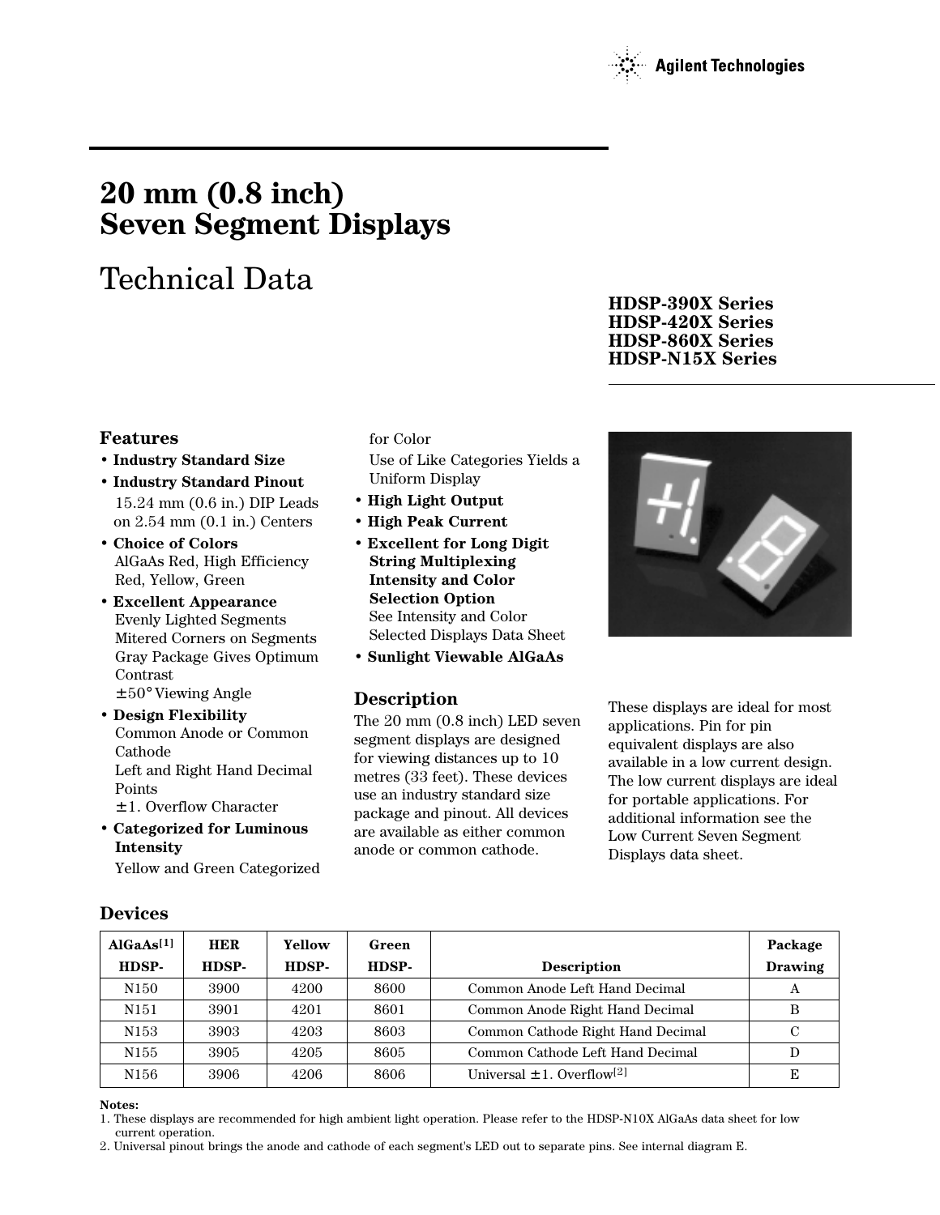Agilent Technologies

# 20 mm (0.8 inch) Seven Segment Displays

## Technical Data

**HDSP-390X Series**
**HDSP-420X Series**
**HDSP-860X Series**
**HDSP-N15X Series**

### Features

- **Industry Standard Size**
- **Industry Standard Pinout**
  15.24 mm (0.6 in.) DIP Leads on 2.54 mm (0.1 in.) Centers
- **Choice of Colors**
  AlGaAs Red, High Efficiency Red, Yellow, Green
- **Excellent Appearance**
  Evenly Lighted Segments
  Mitered Corners on Segments
  Gray Package Gives Optimum Contrast
  ±50° Viewing Angle
- **Design Flexibility**
  Common Anode or Common Cathode
  Left and Right Hand Decimal Points
  ±1. Overflow Character
- **Categorized for Luminous Intensity**
  Yellow and Green Categorized for Color
  Use of Like Categories Yields a Uniform Display
- **High Light Output**
- **High Peak Current**
- **Excellent for Long Digit String Multiplexing**
- **Intensity and Color Selection Option**
  See Intensity and Color Selected Displays Data Sheet
- **Sunlight Viewable AlGaAs**

### Description

The 20 mm (0.8 inch) LED seven segment displays are designed for viewing distances up to 10 metres (33 feet). These devices use an industry standard size package and pinout. All devices are available as either common anode or common cathode.

These displays are ideal for most applications. Pin for pin equivalent displays are also available in a low current design. The low current displays are ideal for portable applications. For additional information see the Low Current Seven Segment Displays data sheet.

### Devices

| AlGaAs[1] HDSP- | HER HDSP- | Yellow HDSP- | Green HDSP- | Description | Package Drawing |
|---|---|---|---|---|---|
| N150 | 3900 | 4200 | 8600 | Common Anode Left Hand Decimal | A |
| N151 | 3901 | 4201 | 8601 | Common Anode Right Hand Decimal | B |
| N153 | 3903 | 4203 | 8603 | Common Cathode Right Hand Decimal | C |
| N155 | 3905 | 4205 | 8605 | Common Cathode Left Hand Decimal | D |
| N156 | 3906 | 4206 | 8606 | Universal ±1. Overflow[2] | E |

**Notes:**
1. These displays are recommended for high ambient light operation. Please refer to the HDSP-N10X AlGaAs data sheet for low current operation.
2. Universal pinout brings the anode and cathode of each segment's LED out to separate pins. See internal diagram E.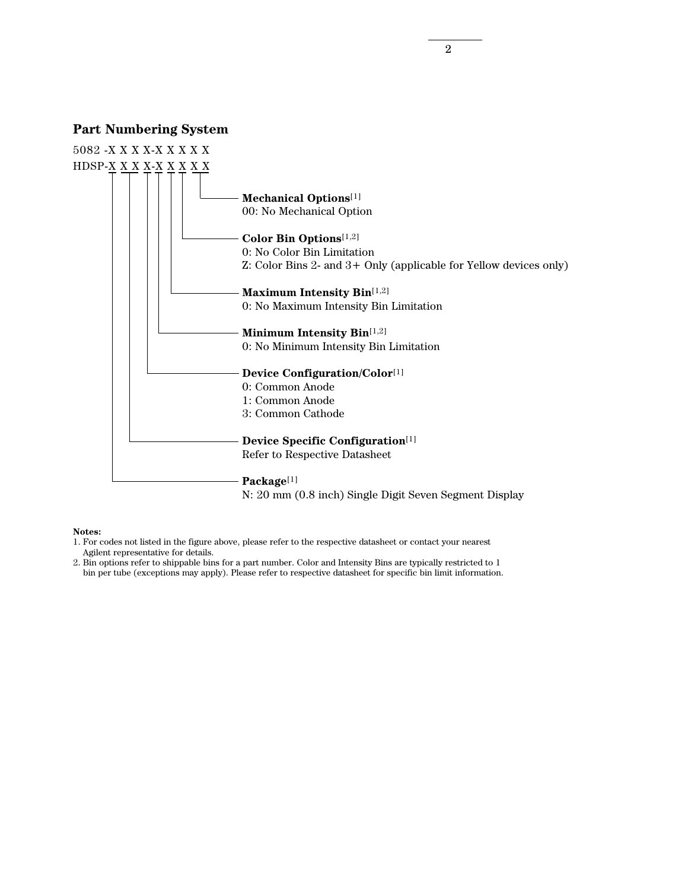## Part Numbering System

5082 -X X X X-X X X X X

HDSP-X X X X-X X X X X

**Mechanical Options**[1]
00: No Mechanical Option

**Color Bin Options**[1,2]
0: No Color Bin Limitation
Z: Color Bins 2- and 3+ Only (applicable for Yellow devices only)

**Maximum Intensity Bin**[1,2]
0: No Maximum Intensity Bin Limitation

**Minimum Intensity Bin**[1,2]
0: No Minimum Intensity Bin Limitation

**Device Configuration/Color**[1]
0: Common Anode
1: Common Anode
3: Common Cathode

**Device Specific Configuration**[1]
Refer to Respective Datasheet

**Package**[1]
N: 20 mm (0.8 inch) Single Digit Seven Segment Display

**Notes:**

1. For codes not listed in the figure above, please refer to the respective datasheet or contact your nearest Agilent representative for details.
2. Bin options refer to shippable bins for a part number. Color and Intensity Bins are typically restricted to 1 bin per tube (exceptions may apply). Please refer to respective datasheet for specific bin limit information.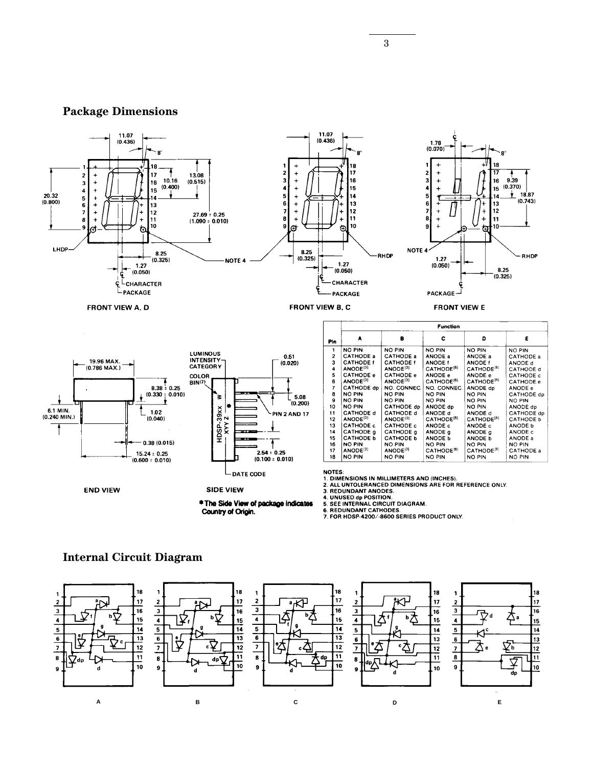## Package Dimensions

FRONT VIEW A, D

FRONT VIEW B, C

FRONT VIEW E

END VIEW

SIDE VIEW

*The Side View of package indicates Country of Origin.

| Pin | Function A | B | C | D | E |
|---|---|---|---|---|---|
| 1 | NO PIN | NO PIN | NO PIN | NO PIN | NO PIN |
| 2 | CATHODE a | CATHODE a | ANODE a | ANODE a | CATHODE a |
| 3 | CATHODE f | CATHODE f | ANODE f | ANODE f | ANODE d |
| 4 | ANODE[3] | ANODE[3] | CATHODE[6] | CATHODE[6] | CATHODE d |
| 5 | CATHODE e | CATHODE e | ANODE e | ANODE e | CATHODE c |
| 6 | ANODE[3] | ANODE[3] | CATHODE[6] | CATHODE[6] | CATHODE e |
| 7 | CATHODE dp | NO. CONNEC. | NO. CONNEC. | ANODE dp | ANODE e |
| 8 | NO PIN | NO PIN | NO PIN | NO PIN | CATHODE dp |
| 9 | NO PIN | NO PIN | NO PIN | NO PIN | NO PIN |
| 10 | NO PIN | CATHODE dp | ANODE dp | NO PIN | ANODE dp |
| 11 | CATHODE d | CATHODE d | ANODE d | ANODE d | CATHODE dp |
| 12 | ANODE[3] | ANODE[3] | CATHODE[6] | CATHODE[6] | CATHODE b |
| 13 | CATHODE c | CATHODE c | ANODE c | ANODE c | ANODE b |
| 14 | CATHODE g | CATHODE g | ANODE g | ANODE g | ANODE c |
| 15 | CATHODE b | CATHODE b | ANODE b | ANODE b | ANODE a |
| 16 | NO PIN | NO PIN | NO PIN | NO PIN | NO PIN |
| 17 | ANODE[3] | ANODE[3] | CATHODE[6] | CATHODE[6] | CATHODE a |
| 18 | NO PIN | NO PIN | NO PIN | NO PIN | NO PIN |

NOTES:
1. DIMENSIONS IN MILLIMETERS AND (INCHES).
2. ALL UNTOLERANCED DIMENSIONS ARE FOR REFERENCE ONLY.
3. REDUNDANT ANODES.
4. UNUSED dp POSITION.
5. SEE INTERNAL CIRCUIT DIAGRAM.
6. REDUNDANT CATHODES.
7. FOR HDSP-4200/-8600 SERIES PRODUCT ONLY.

## Internal Circuit Diagram

A

B

C

D

E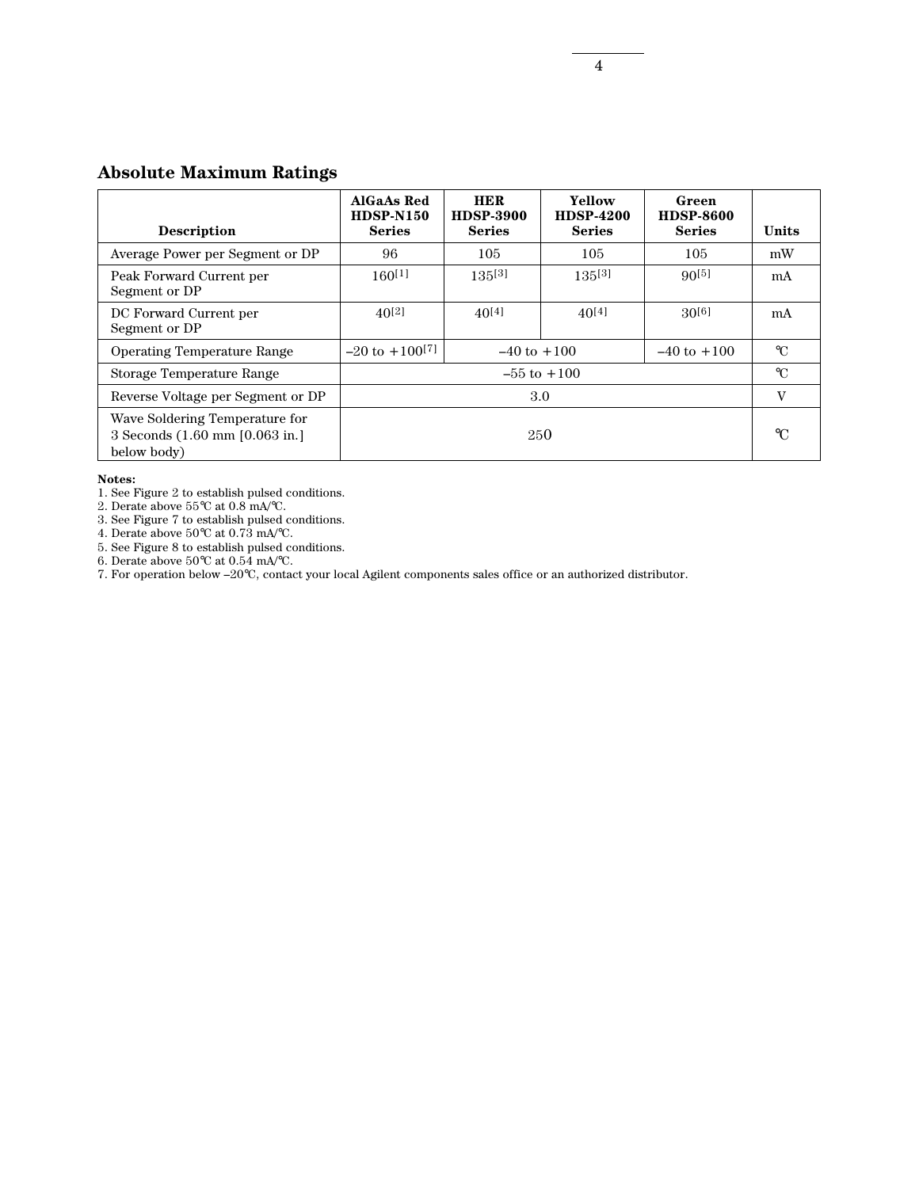## Absolute Maximum Ratings

| Description | AlGaAs Red HDSP-N150 Series | HER HDSP-3900 Series | Yellow HDSP-4200 Series | Green HDSP-8600 Series | Units |
|---|---|---|---|---|---|
| Average Power per Segment or DP | 96 | 105 | 105 | 105 | mW |
| Peak Forward Current per Segment or DP | 160[1] | 135[3] | 135[3] | 90[5] | mA |
| DC Forward Current per Segment or DP | 40[2] | 40[4] | 40[4] | 30[6] | mA |
| Operating Temperature Range | –20 to +100[7] | –40 to +100 | | –40 to +100 | °C |
| Storage Temperature Range | –55 to +100 | | | | °C |
| Reverse Voltage per Segment or DP | 3.0 | | | | V |
| Wave Soldering Temperature for 3 Seconds (1.60 mm [0.063 in.] below body) | 250 | | | | °C |

**Notes:**
1. See Figure 2 to establish pulsed conditions.
2. Derate above 55°C at 0.8 mA/°C.
3. See Figure 7 to establish pulsed conditions.
4. Derate above 50°C at 0.73 mA/°C.
5. See Figure 8 to establish pulsed conditions.
6. Derate above 50°C at 0.54 mA/°C.
7. For operation below –20°C, contact your local Agilent components sales office or an authorized distributor.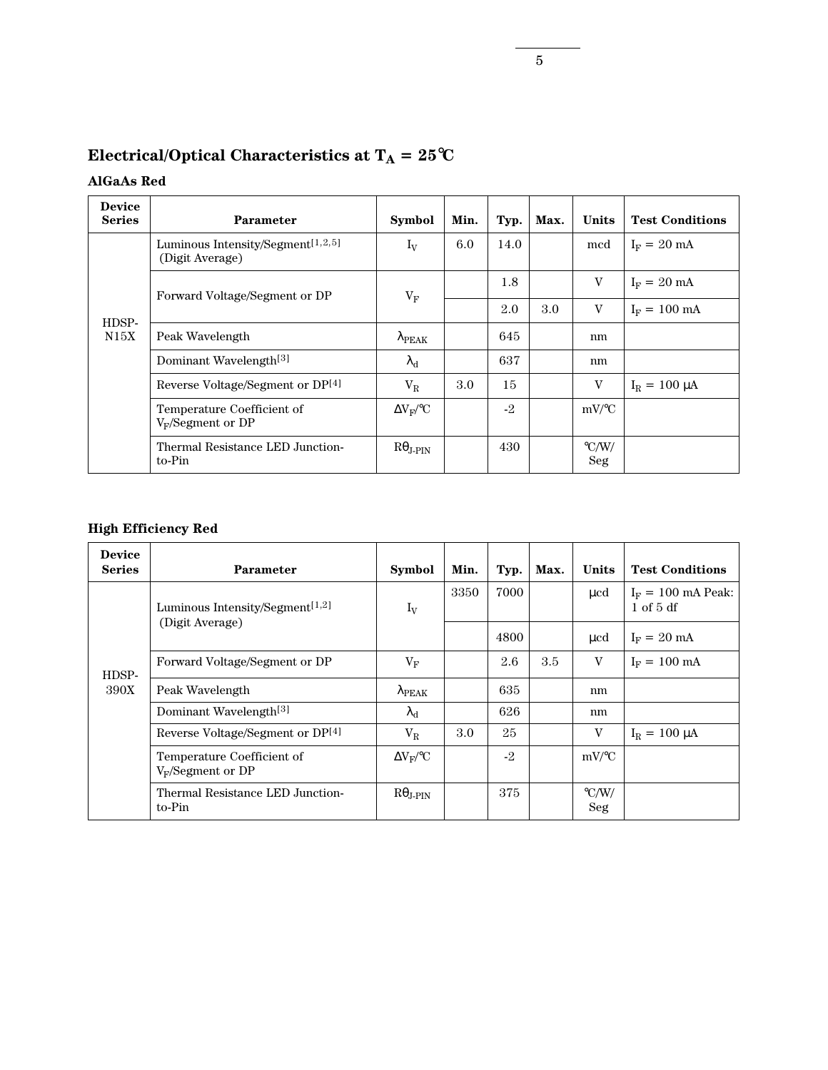# Electrical/Optical Characteristics at $T_A$ = 25°C

## AlGaAs Red

| Device Series | Parameter | Symbol | Min. | Typ. | Max. | Units | Test Conditions |
|---|---|---|---|---|---|---|---|
| HDSP-N15X | Luminous Intensity/Segment[1,2,5] (Digit Average) | $I_V$ | 6.0 | 14.0 | | mcd | $I_F$ = 20 mA |
| | Forward Voltage/Segment or DP | $V_F$ | | 1.8 | | V | $I_F$ = 20 mA |
| | | | | 2.0 | 3.0 | V | $I_F$ = 100 mA |
| | Peak Wavelength | $\lambda_{PEAK}$ | | 645 | | nm | |
| | Dominant Wavelength[3] | $\lambda_d$ | | 637 | | nm | |
| | Reverse Voltage/Segment or DP[4] | $V_R$ | 3.0 | 15 | | V | $I_R$ = 100 µA |
| | Temperature Coefficient of $V_F$/Segment or DP | $\Delta V_F$/°C | | -2 | | mV/°C | |
| | Thermal Resistance LED Junction-to-Pin | $R\theta_{J\text{-}PIN}$ | | 430 | | °C/W/Seg | |

## High Efficiency Red

| Device Series | Parameter | Symbol | Min. | Typ. | Max. | Units | Test Conditions |
|---|---|---|---|---|---|---|---|
| HDSP-390X | Luminous Intensity/Segment[1,2] (Digit Average) | $I_V$ | 3350 | 7000 | | µcd | $I_F$ = 100 mA Peak: 1 of 5 df |
| | | | | 4800 | | µcd | $I_F$ = 20 mA |
| | Forward Voltage/Segment or DP | $V_F$ | | 2.6 | 3.5 | V | $I_F$ = 100 mA |
| | Peak Wavelength | $\lambda_{PEAK}$ | | 635 | | nm | |
| | Dominant Wavelength[3] | $\lambda_d$ | | 626 | | nm | |
| | Reverse Voltage/Segment or DP[4] | $V_R$ | 3.0 | 25 | | V | $I_R$ = 100 µA |
| | Temperature Coefficient of $V_F$/Segment or DP | $\Delta V_F$/°C | | -2 | | mV/°C | |
| | Thermal Resistance LED Junction-to-Pin | $R\theta_{J\text{-}PIN}$ | | 375 | | °C/W/Seg | |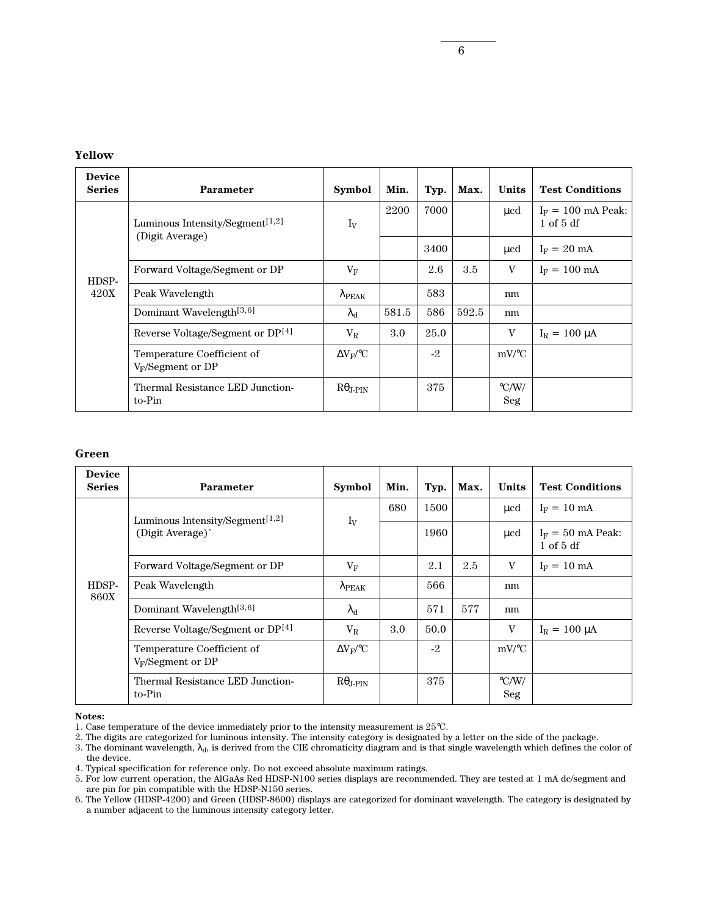## Yellow

| Device Series | Parameter | Symbol | Min. | Typ. | Max. | Units | Test Conditions |
|---|---|---|---|---|---|---|---|
| HDSP-420X | Luminous Intensity/Segment[1,2] (Digit Average) | $I_V$ | 2200 | 7000 | | μcd | $I_F$ = 100 mA Peak: 1 of 5 df |
| | | | | 3400 | | μcd | $I_F$ = 20 mA |
| | Forward Voltage/Segment or DP | $V_F$ | | 2.6 | 3.5 | V | $I_F$ = 100 mA |
| | Peak Wavelength | $\lambda_{PEAK}$ | | 583 | | nm | |
| | Dominant Wavelength[3,6] | $\lambda_d$ | 581.5 | 586 | 592.5 | nm | |
| | Reverse Voltage/Segment or DP[4] | $V_R$ | 3.0 | 25.0 | | V | $I_R$ = 100 μA |
| | Temperature Coefficient of $V_F$/Segment or DP | $\Delta V_F/°C$ | | -2 | | mV/°C | |
| | Thermal Resistance LED Junction-to-Pin | $R\theta_{J-PIN}$ | | 375 | | °C/W/ Seg | |

## Green

| Device Series | Parameter | Symbol | Min. | Typ. | Max. | Units | Test Conditions |
|---|---|---|---|---|---|---|---|
| HDSP-860X | Luminous Intensity/Segment[1,2] (Digit Average)` | $I_V$ | 680 | 1500 | | μcd | $I_F$ = 10 mA |
| | | | | 1960 | | μcd | $I_F$ = 50 mA Peak: 1 of 5 df |
| | Forward Voltage/Segment or DP | $V_F$ | | 2.1 | 2.5 | V | $I_F$ = 10 mA |
| | Peak Wavelength | $\lambda_{PEAK}$ | | 566 | | nm | |
| | Dominant Wavelength[3,6] | $\lambda_d$ | | 571 | 577 | nm | |
| | Reverse Voltage/Segment or DP[4] | $V_R$ | 3.0 | 50.0 | | V | $I_R$ = 100 μA |
| | Temperature Coefficient of $V_F$/Segment or DP | $\Delta V_F/°C$ | | -2 | | mV/°C | |
| | Thermal Resistance LED Junction-to-Pin | $R\theta_{J-PIN}$ | | 375 | | °C/W/ Seg | |

**Notes:**

1. Case temperature of the device immediately prior to the intensity measurement is 25°C.
2. The digits are categorized for luminous intensity. The intensity category is designated by a letter on the side of the package.
3. The dominant wavelength, $\lambda_d$, is derived from the CIE chromaticity diagram and is that single wavelength which defines the color of the device.
4. Typical specification for reference only. Do not exceed absolute maximum ratings.
5. For low current operation, the AlGaAs Red HDSP-N100 series displays are recommended. They are tested at 1 mA dc/segment and are pin for pin compatible with the HDSP-N150 series.
6. The Yellow (HDSP-4200) and Green (HDSP-8600) displays are categorized for dominant wavelength. The category is designated by a number adjacent to the luminous intensity category letter.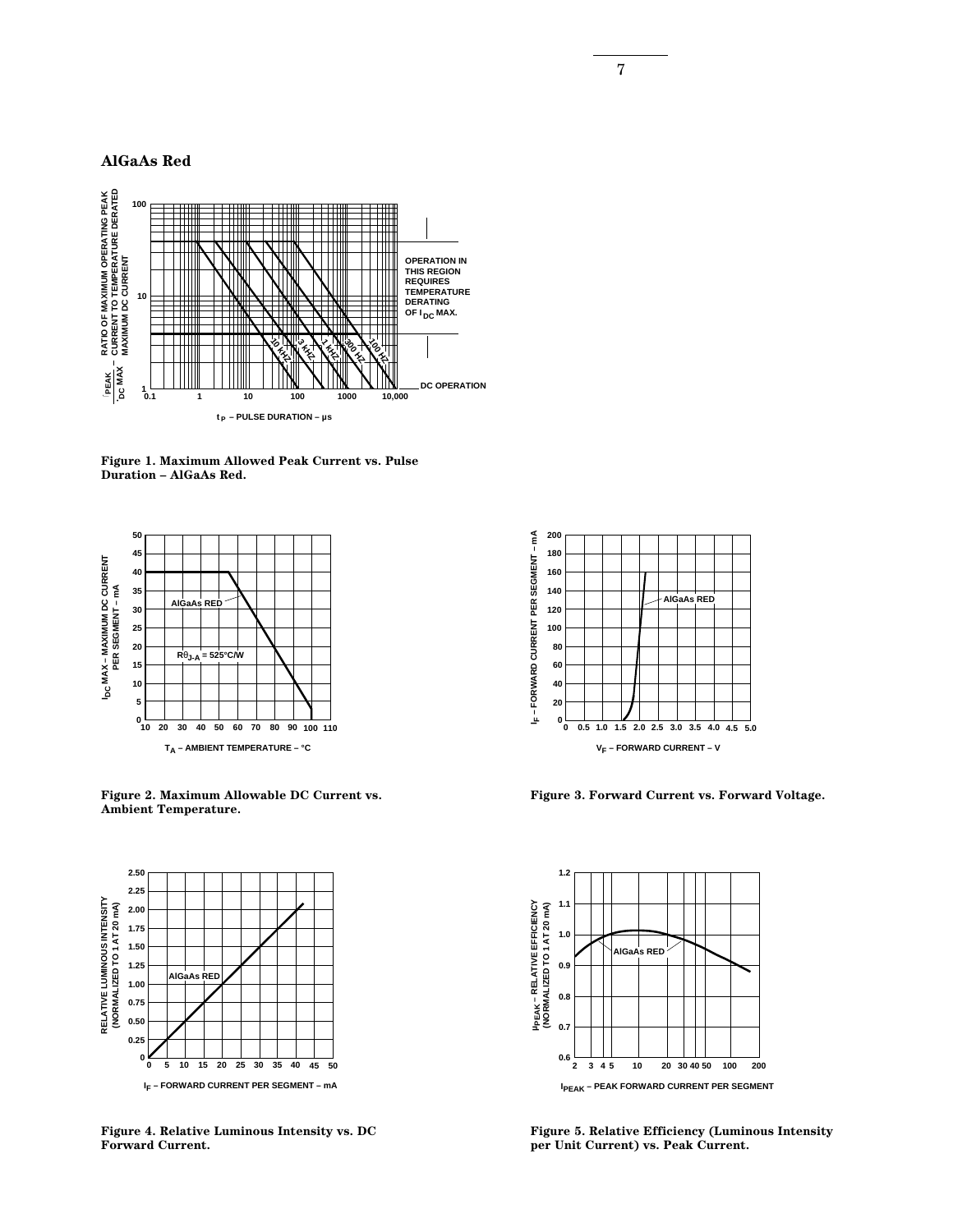## AlGaAs Red

Figure 1. Maximum Allowed Peak Current vs. Pulse Duration – AlGaAs Red.

Figure 2. Maximum Allowable DC Current vs. Ambient Temperature.

Figure 3. Forward Current vs. Forward Voltage.

Figure 4. Relative Luminous Intensity vs. DC Forward Current.

Figure 5. Relative Efficiency (Luminous Intensity per Unit Current) vs. Peak Current.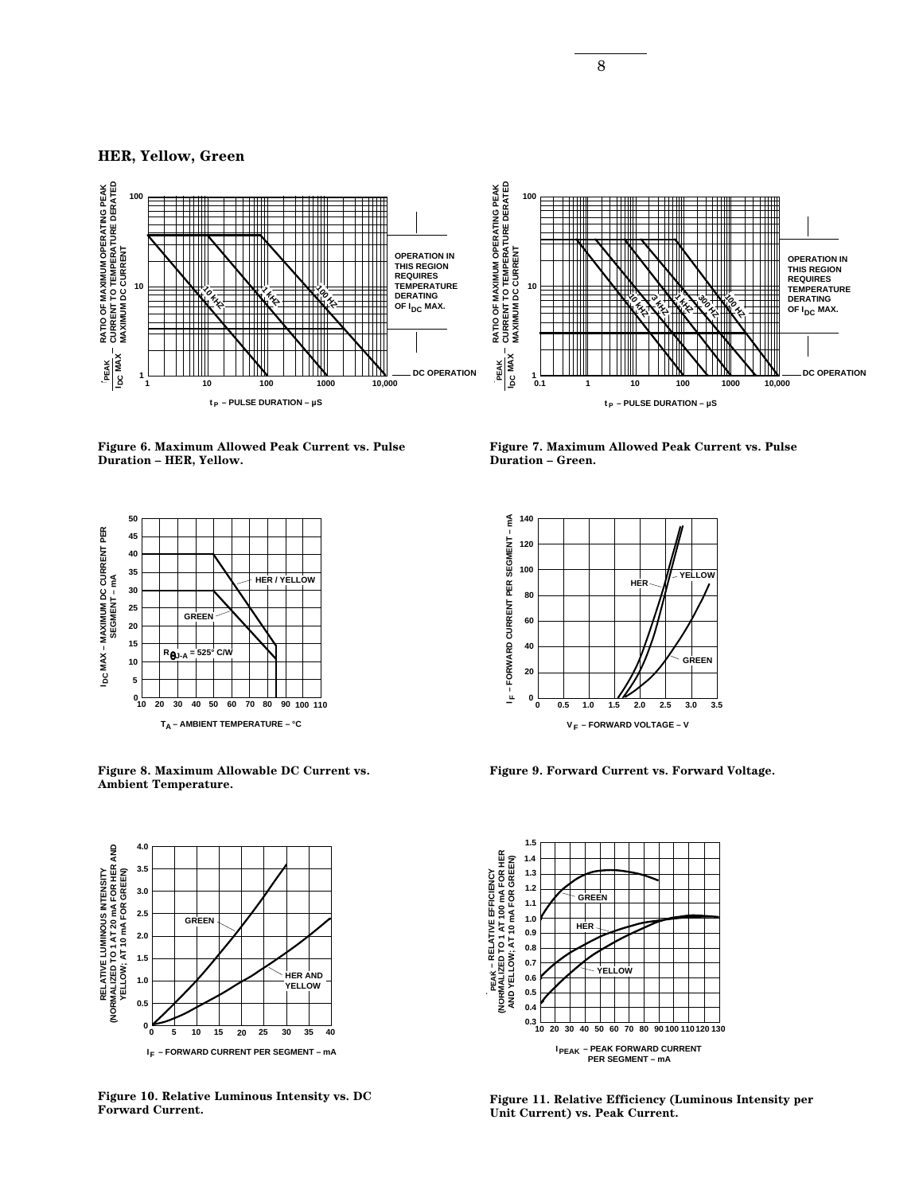## HER, Yellow, Green

Figure 6. Maximum Allowed Peak Current vs. Pulse Duration – HER, Yellow.

Figure 7. Maximum Allowed Peak Current vs. Pulse Duration – Green.

Figure 8. Maximum Allowable DC Current vs. Ambient Temperature.

Figure 9. Forward Current vs. Forward Voltage.

Figure 10. Relative Luminous Intensity vs. DC Forward Current.

Figure 11. Relative Efficiency (Luminous Intensity per Unit Current) vs. Peak Current.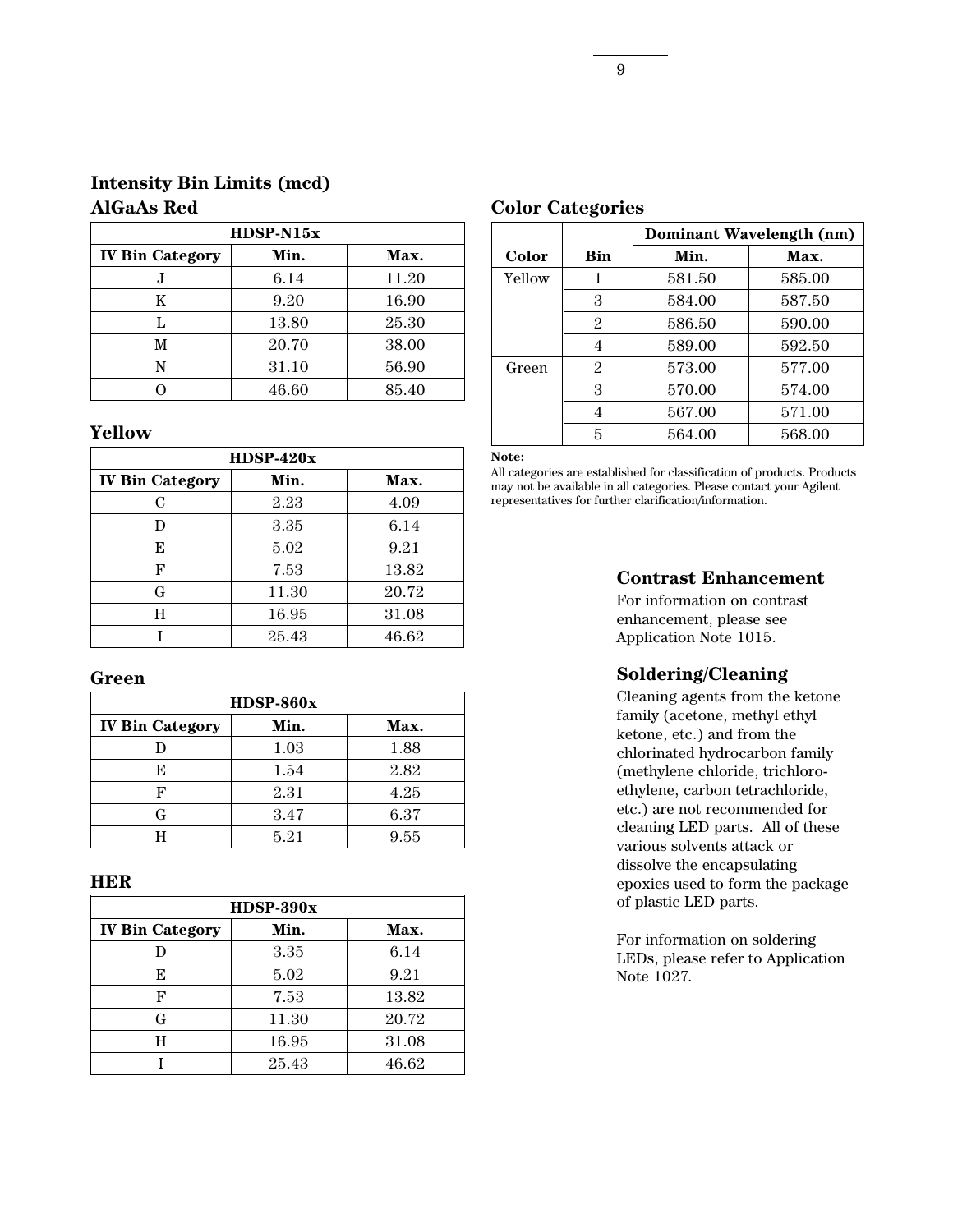## Intensity Bin Limits (mcd)

### AlGaAs Red

| HDSP-N15x | | |
|---|---|---|
| **IV Bin Category** | **Min.** | **Max.** |
| J | 6.14 | 11.20 |
| K | 9.20 | 16.90 |
| L | 13.80 | 25.30 |
| M | 20.70 | 38.00 |
| N | 31.10 | 56.90 |
| O | 46.60 | 85.40 |

### Yellow

| HDSP-420x | | |
|---|---|---|
| **IV Bin Category** | **Min.** | **Max.** |
| C | 2.23 | 4.09 |
| D | 3.35 | 6.14 |
| E | 5.02 | 9.21 |
| F | 7.53 | 13.82 |
| G | 11.30 | 20.72 |
| H | 16.95 | 31.08 |
| I | 25.43 | 46.62 |

### Green

| HDSP-860x | | |
|---|---|---|
| **IV Bin Category** | **Min.** | **Max.** |
| D | 1.03 | 1.88 |
| E | 1.54 | 2.82 |
| F | 2.31 | 4.25 |
| G | 3.47 | 6.37 |
| H | 5.21 | 9.55 |

### HER

| HDSP-390x | | |
|---|---|---|
| **IV Bin Category** | **Min.** | **Max.** |
| D | 3.35 | 6.14 |
| E | 5.02 | 9.21 |
| F | 7.53 | 13.82 |
| G | 11.30 | 20.72 |
| H | 16.95 | 31.08 |
| I | 25.43 | 46.62 |

## Color Categories

| | | Dominant Wavelength (nm) | |
|---|---|---|---|
| **Color** | **Bin** | **Min.** | **Max.** |
| Yellow | 1 | 581.50 | 585.00 |
| | 3 | 584.00 | 587.50 |
| | 2 | 586.50 | 590.00 |
| | 4 | 589.00 | 592.50 |
| Green | 2 | 573.00 | 577.00 |
| | 3 | 570.00 | 574.00 |
| | 4 | 567.00 | 571.00 |
| | 5 | 564.00 | 568.00 |

**Note:**

All categories are established for classification of products. Products may not be available in all categories. Please contact your Agilent representatives for further clarification/information.

## Contrast Enhancement

For information on contrast enhancement, please see Application Note 1015.

## Soldering/Cleaning

Cleaning agents from the ketone family (acetone, methyl ethyl ketone, etc.) and from the chlorinated hydrocarbon family (methylene chloride, trichloroethylene, carbon tetrachloride, etc.) are not recommended for cleaning LED parts. All of these various solvents attack or dissolve the encapsulating epoxies used to form the package of plastic LED parts.

For information on soldering LEDs, please refer to Application Note 1027.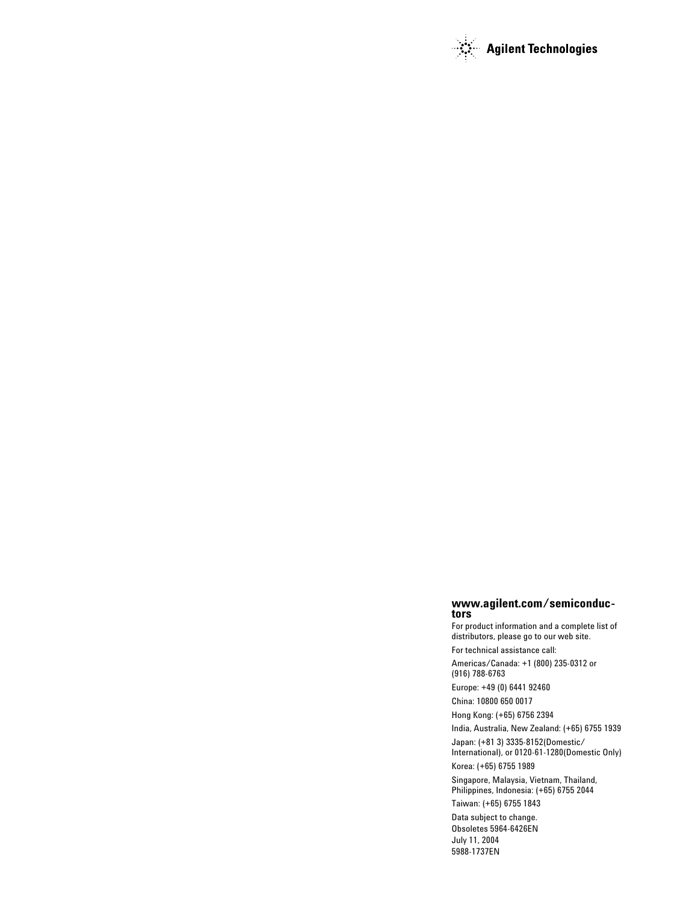Agilent Technologies

**www.agilent.com/semiconductors**

For product information and a complete list of distributors, please go to our web site.

For technical assistance call:

Americas/Canada: +1 (800) 235-0312 or (916) 788-6763

Europe: +49 (0) 6441 92460

China: 10800 650 0017

Hong Kong: (+65) 6756 2394

India, Australia, New Zealand: (+65) 6755 1939

Japan: (+81 3) 3335-8152(Domestic/International), or 0120-61-1280(Domestic Only)

Korea: (+65) 6755 1989

Singapore, Malaysia, Vietnam, Thailand, Philippines, Indonesia: (+65) 6755 2044

Taiwan: (+65) 6755 1843

Data subject to change.
Obsoletes 5964-6426EN
July 11, 2004
5988-1737EN